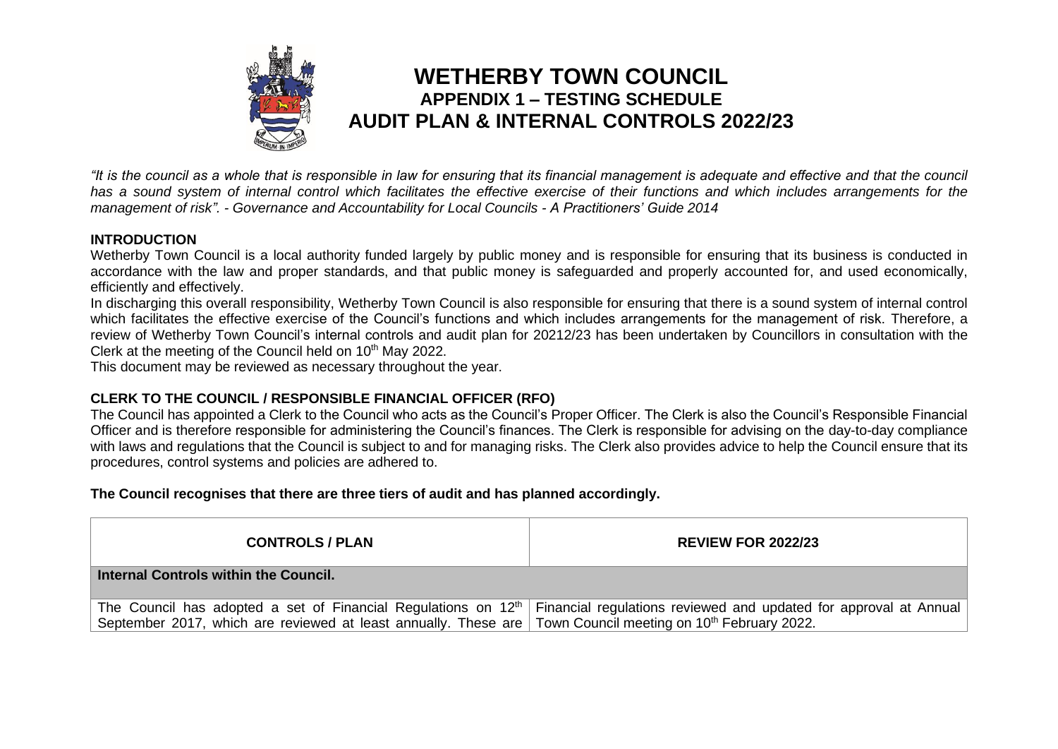# WETHERBY TOWN COUNCIL

## APPENDIX 1 – TESTING SCHEDULE

## AUDIT PLAN & INTERNAL CONTROLS 2022/23

*"It is the council as a whole that is responsible in law for ensuring that its financial management is adequate and effective and that the council has a sound system of internal control which facilitates the effective exercise of their functions and which includes arrangements for the management of risk". - Governance and Accountability for Local Councils - A Practitioners' Guide 2014*

**INTRODUCTION**

Wetherby Town Council is a local authority funded largely by public money and is responsible for ensuring that its business is conducted in accordance with the law and proper standards, and that public money is safeguarded and properly accounted for, and used economically, efficiently and effectively.

In discharging this overall responsibility, Wetherby Town Council is also responsible for ensuring that there is a sound system of internal control which facilitates the effective exercise of the Council's functions and which includes arrangements for the management of risk. Therefore, a review of Wetherby Town Council's internal controls and audit plan for 20212/23 has been undertaken by Councillors in consultation with the Clerk at the meeting of the Council held on 10th May 2022.

This document may be reviewed as necessary throughout the year.

**CLERK TO THE COUNCIL / RESPONSIBLE FINANCIAL OFFICER (RFO)**

The Council has appointed a Clerk to the Council who acts as the Council's Proper Officer. The Clerk is also the Council's Responsible Financial Officer and is therefore responsible for administering the Council's finances. The Clerk is responsible for advising on the day-to-day compliance with laws and regulations that the Council is subject to and for managing risks. The Clerk also provides advice to help the Council ensure that its procedures, control systems and policies are adhered to.

**The Council recognises that there are three tiers of audit and has planned accordingly.**

| CONTROLS / PLAN | REVIEW FOR 2022/23 |
|---|---|
| **Internal Controls within the Council.** | |
| The Council has adopted a set of Financial Regulations on 12th September 2017, which are reviewed at least annually. These are | Financial regulations reviewed and updated for approval at Annual Town Council meeting on 10th February 2022. |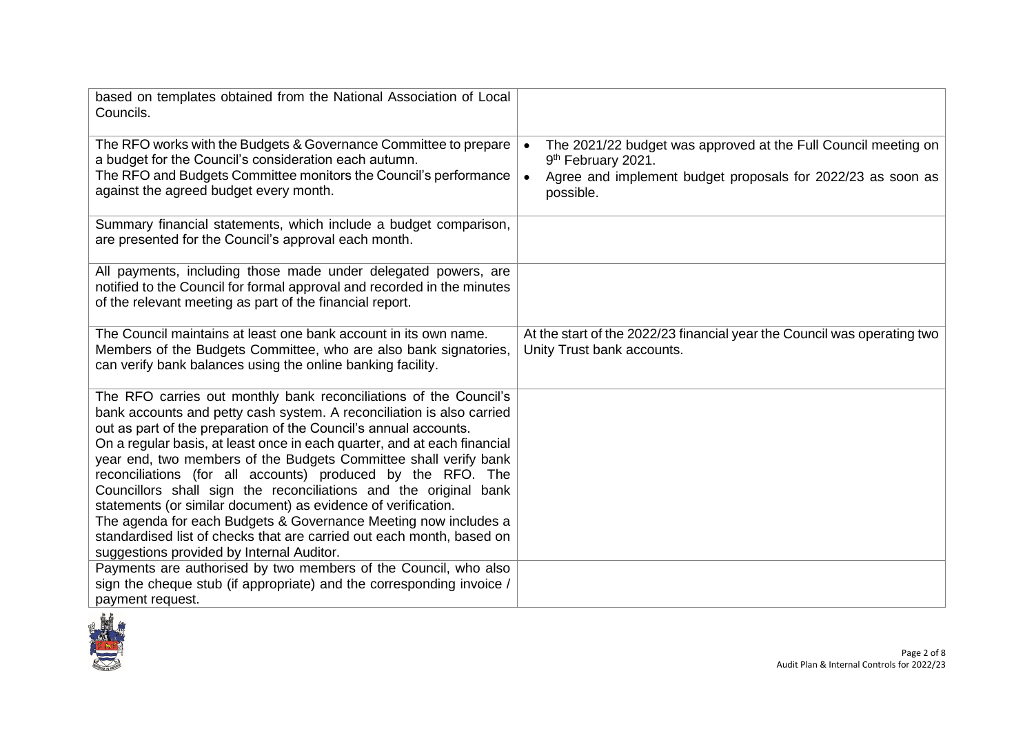| | |
|---|---|
| based on templates obtained from the National Association of Local Councils. | |
| The RFO works with the Budgets & Governance Committee to prepare a budget for the Council's consideration each autumn.<br>The RFO and Budgets Committee monitors the Council's performance against the agreed budget every month. | • The 2021/22 budget was approved at the Full Council meeting on 9th February 2021.<br>• Agree and implement budget proposals for 2022/23 as soon as possible. |
| Summary financial statements, which include a budget comparison, are presented for the Council's approval each month. | |
| All payments, including those made under delegated powers, are notified to the Council for formal approval and recorded in the minutes of the relevant meeting as part of the financial report. | |
| The Council maintains at least one bank account in its own name. Members of the Budgets Committee, who are also bank signatories, can verify bank balances using the online banking facility. | At the start of the 2022/23 financial year the Council was operating two Unity Trust bank accounts. |
| The RFO carries out monthly bank reconciliations of the Council's bank accounts and petty cash system. A reconciliation is also carried out as part of the preparation of the Council's annual accounts.<br>On a regular basis, at least once in each quarter, and at each financial year end, two members of the Budgets Committee shall verify bank reconciliations (for all accounts) produced by the RFO. The Councillors shall sign the reconciliations and the original bank statements (or similar document) as evidence of verification.<br>The agenda for each Budgets & Governance Meeting now includes a standardised list of checks that are carried out each month, based on suggestions provided by Internal Auditor. | |
| Payments are authorised by two members of the Council, who also sign the cheque stub (if appropriate) and the corresponding invoice / payment request. | |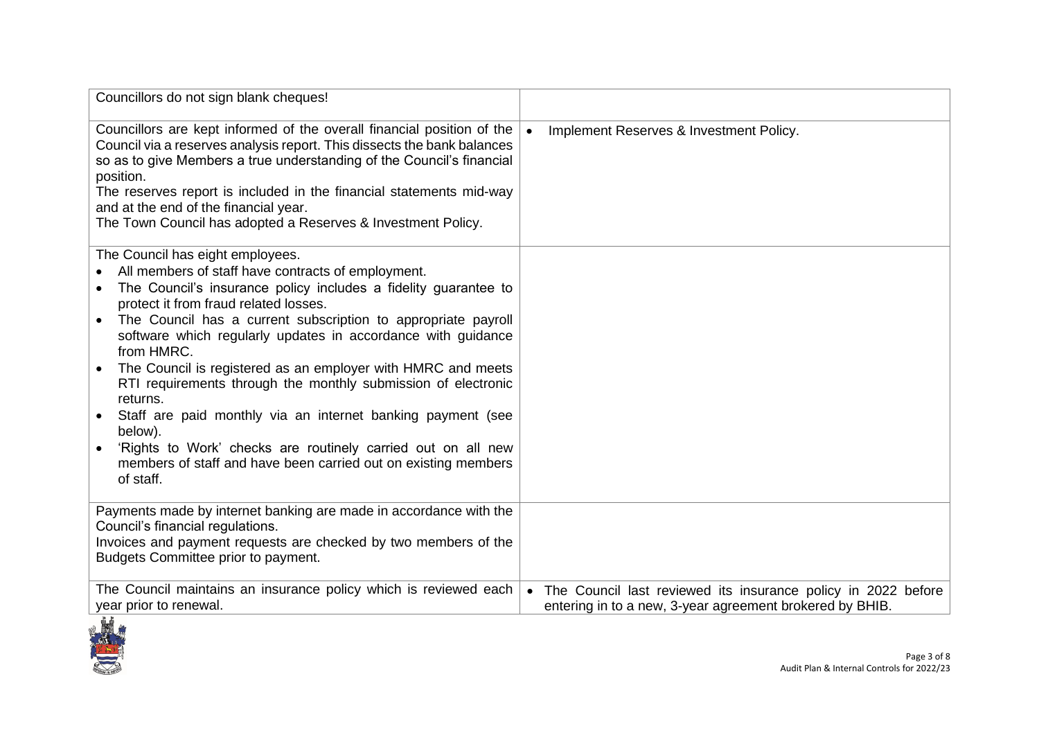| | |
|---|---|
| Councillors do not sign blank cheques! | |
| Councillors are kept informed of the overall financial position of the Council via a reserves analysis report. This dissects the bank balances so as to give Members a true understanding of the Council's financial position.<br>The reserves report is included in the financial statements mid-way and at the end of the financial year.<br>The Town Council has adopted a Reserves & Investment Policy. | • Implement Reserves & Investment Policy. |
| The Council has eight employees.<br>• All members of staff have contracts of employment.<br>• The Council's insurance policy includes a fidelity guarantee to protect it from fraud related losses.<br>• The Council has a current subscription to appropriate payroll software which regularly updates in accordance with guidance from HMRC.<br>• The Council is registered as an employer with HMRC and meets RTI requirements through the monthly submission of electronic returns.<br>• Staff are paid monthly via an internet banking payment (see below).<br>• 'Rights to Work' checks are routinely carried out on all new members of staff and have been carried out on existing members of staff. | |
| Payments made by internet banking are made in accordance with the Council's financial regulations.<br>Invoices and payment requests are checked by two members of the Budgets Committee prior to payment. | |
| The Council maintains an insurance policy which is reviewed each year prior to renewal. | • The Council last reviewed its insurance policy in 2022 before entering in to a new, 3-year agreement brokered by BHIB. |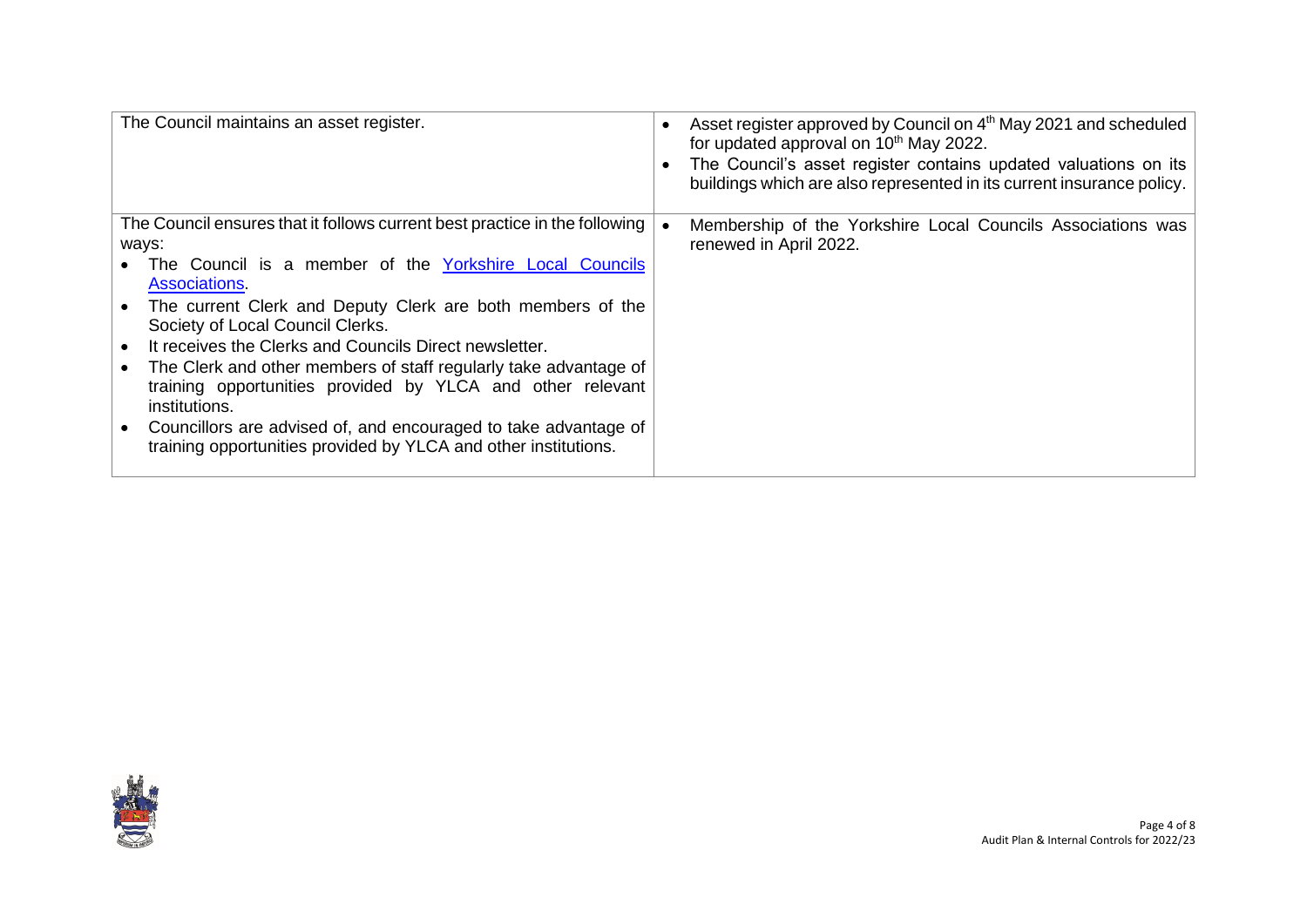| | |
|---|---|
| The Council maintains an asset register. | • Asset register approved by Council on 4th May 2021 and scheduled for updated approval on 10th May 2022.<br>• The Council's asset register contains updated valuations on its buildings which are also represented in its current insurance policy. |
| The Council ensures that it follows current best practice in the following ways:<br>• The Council is a member of the [Yorkshire Local Councils Associations](#).<br>• The current Clerk and Deputy Clerk are both members of the Society of Local Council Clerks.<br>• It receives the Clerks and Councils Direct newsletter.<br>• The Clerk and other members of staff regularly take advantage of training opportunities provided by YLCA and other relevant institutions.<br>• Councillors are advised of, and encouraged to take advantage of training opportunities provided by YLCA and other institutions. | • Membership of the Yorkshire Local Councils Associations was renewed in April 2022. |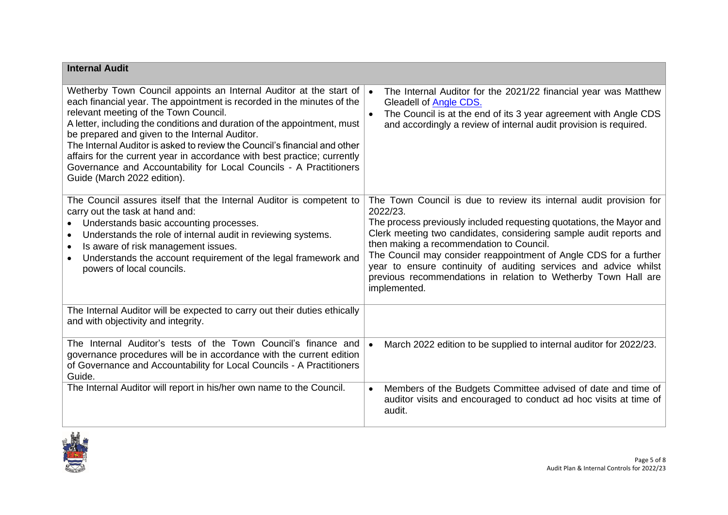| Internal Audit | |
|---|---|
| Wetherby Town Council appoints an Internal Auditor at the start of each financial year. The appointment is recorded in the minutes of the relevant meeting of the Town Council.<br>A letter, including the conditions and duration of the appointment, must be prepared and given to the Internal Auditor.<br>The Internal Auditor is asked to review the Council's financial and other affairs for the current year in accordance with best practice; currently Governance and Accountability for Local Councils - A Practitioners Guide (March 2022 edition). | • The Internal Auditor for the 2021/22 financial year was Matthew Gleadell of [Angle CDS.](#)<br>• The Council is at the end of its 3 year agreement with Angle CDS and accordingly a review of internal audit provision is required. |
| The Council assures itself that the Internal Auditor is competent to carry out the task at hand and:<br>• Understands basic accounting processes.<br>• Understands the role of internal audit in reviewing systems.<br>• Is aware of risk management issues.<br>• Understands the account requirement of the legal framework and powers of local councils. | The Town Council is due to review its internal audit provision for 2022/23.<br>The process previously included requesting quotations, the Mayor and Clerk meeting two candidates, considering sample audit reports and then making a recommendation to Council.<br>The Council may consider reappointment of Angle CDS for a further year to ensure continuity of auditing services and advice whilst previous recommendations in relation to Wetherby Town Hall are implemented. |
| The Internal Auditor will be expected to carry out their duties ethically and with objectivity and integrity. | |
| The Internal Auditor's tests of the Town Council's finance and governance procedures will be in accordance with the current edition of Governance and Accountability for Local Councils - A Practitioners Guide. | • March 2022 edition to be supplied to internal auditor for 2022/23. |
| The Internal Auditor will report in his/her own name to the Council. | • Members of the Budgets Committee advised of date and time of auditor visits and encouraged to conduct ad hoc visits at time of audit. |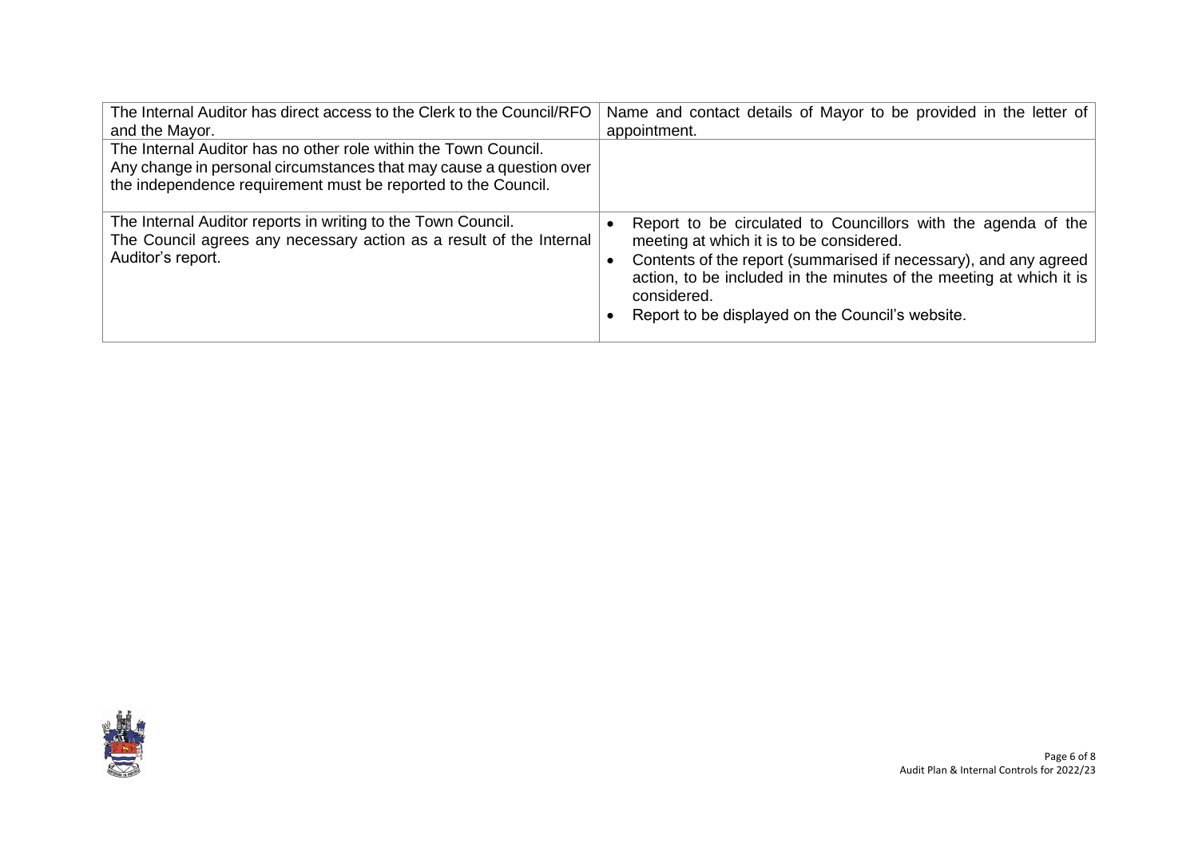| | |
|---|---|
| The Internal Auditor has direct access to the Clerk to the Council/RFO and the Mayor. | Name and contact details of Mayor to be provided in the letter of appointment. |
| The Internal Auditor has no other role within the Town Council. Any change in personal circumstances that may cause a question over the independence requirement must be reported to the Council. | |
| The Internal Auditor reports in writing to the Town Council. The Council agrees any necessary action as a result of the Internal Auditor's report. | • Report to be circulated to Councillors with the agenda of the meeting at which it is to be considered.<br>• Contents of the report (summarised if necessary), and any agreed action, to be included in the minutes of the meeting at which it is considered.<br>• Report to be displayed on the Council's website. |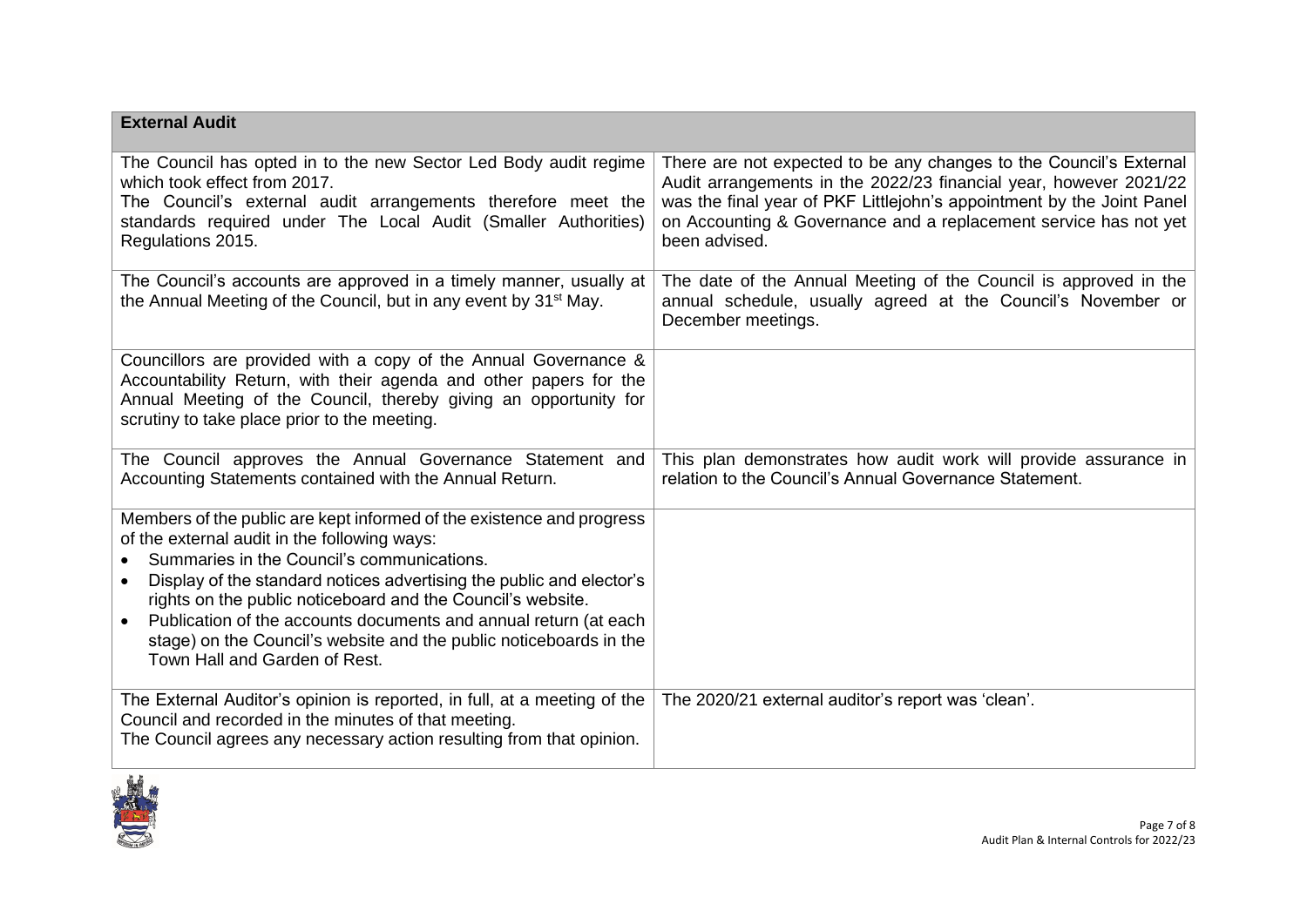| External Audit | |
|---|---|
| The Council has opted in to the new Sector Led Body audit regime which took effect from 2017. The Council's external audit arrangements therefore meet the standards required under The Local Audit (Smaller Authorities) Regulations 2015. | There are not expected to be any changes to the Council's External Audit arrangements in the 2022/23 financial year, however 2021/22 was the final year of PKF Littlejohn's appointment by the Joint Panel on Accounting & Governance and a replacement service has not yet been advised. |
| The Council's accounts are approved in a timely manner, usually at the Annual Meeting of the Council, but in any event by 31st May. | The date of the Annual Meeting of the Council is approved in the annual schedule, usually agreed at the Council's November or December meetings. |
| Councillors are provided with a copy of the Annual Governance & Accountability Return, with their agenda and other papers for the Annual Meeting of the Council, thereby giving an opportunity for scrutiny to take place prior to the meeting. | |
| The Council approves the Annual Governance Statement and Accounting Statements contained with the Annual Return. | This plan demonstrates how audit work will provide assurance in relation to the Council's Annual Governance Statement. |
| Members of the public are kept informed of the existence and progress of the external audit in the following ways:<br>• Summaries in the Council's communications.<br>• Display of the standard notices advertising the public and elector's rights on the public noticeboard and the Council's website.<br>• Publication of the accounts documents and annual return (at each stage) on the Council's website and the public noticeboards in the Town Hall and Garden of Rest. | |
| The External Auditor's opinion is reported, in full, at a meeting of the Council and recorded in the minutes of that meeting.<br>The Council agrees any necessary action resulting from that opinion. | The 2020/21 external auditor's report was 'clean'. |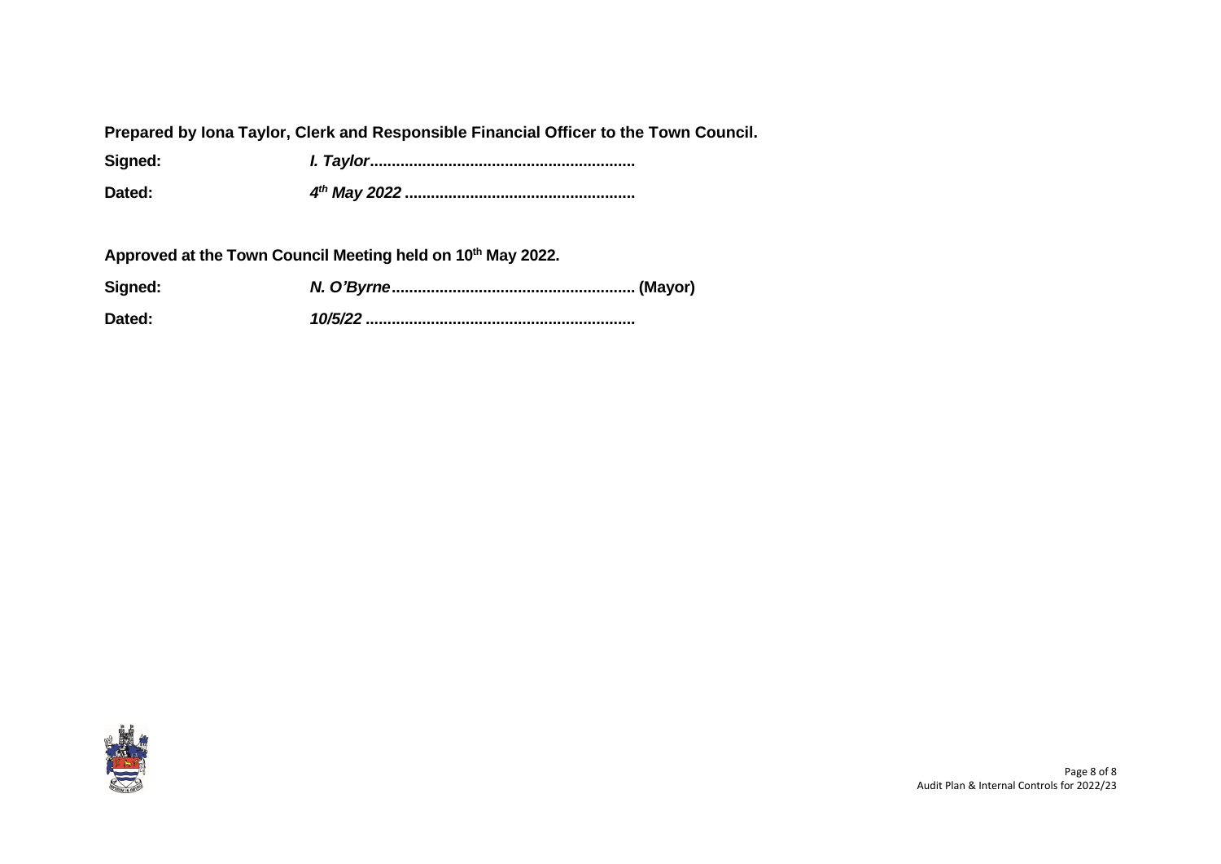**Prepared by Iona Taylor, Clerk and Responsible Financial Officer to the Town Council.**

**Signed:** ***I. Taylor*****............................................................**

**Dated:** ***4th May 2022*** **....................................................**

**Approved at the Town Council Meeting held on 10th May 2022.**

**Signed:** ***N. O'Byrne*****....................................................... (Mayor)**

**Dated:** ***10/5/22*** **.............................................................**